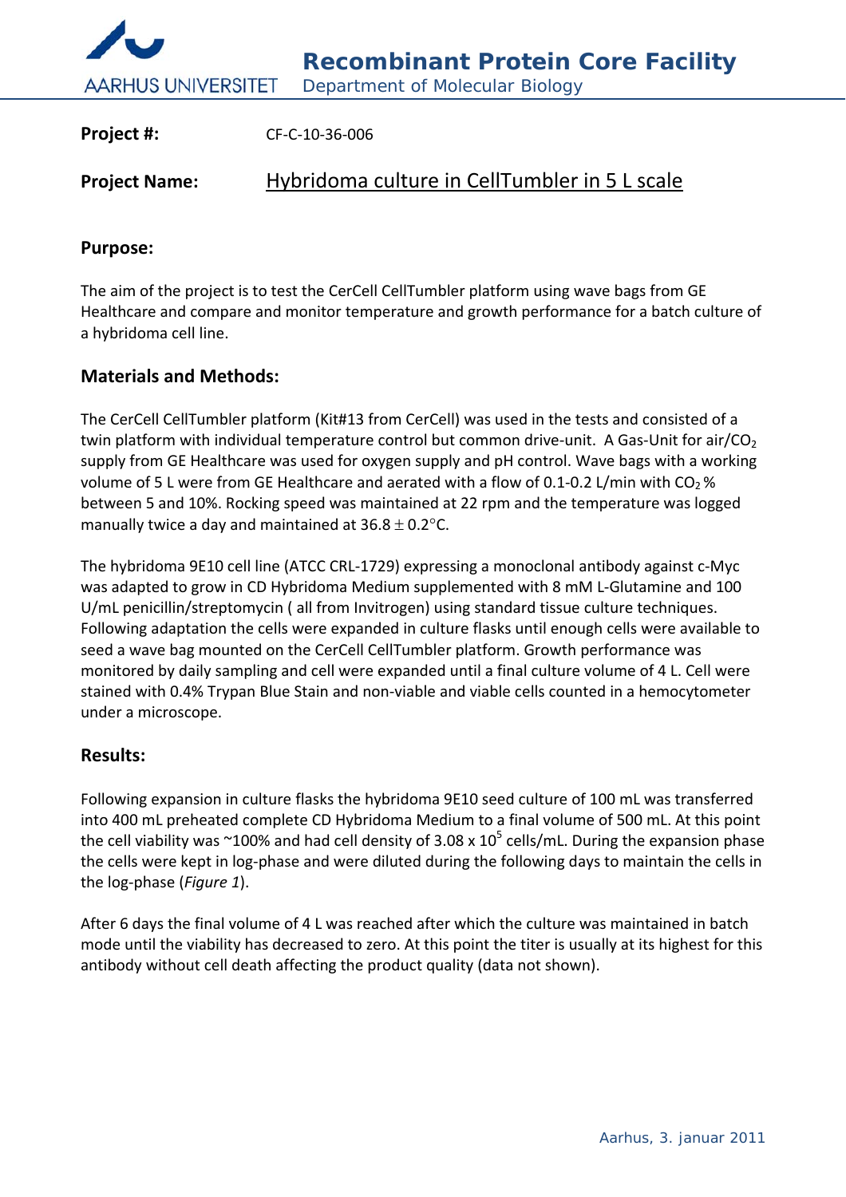**Recombinant Protein Core Facility**
Department of Molecular Biology

**Project #:** CF-C-10-36-006

**Project Name:** Hybridoma culture in CellTumbler in 5 L scale

## Purpose:

The aim of the project is to test the CerCell CellTumbler platform using wave bags from GE Healthcare and compare and monitor temperature and growth performance for a batch culture of a hybridoma cell line.

## Materials and Methods:

The CerCell CellTumbler platform (Kit#13 from CerCell) was used in the tests and consisted of a twin platform with individual temperature control but common drive-unit. A Gas-Unit for air/$CO_2$ supply from GE Healthcare was used for oxygen supply and pH control. Wave bags with a working volume of 5 L were from GE Healthcare and aerated with a flow of 0.1-0.2 L/min with $CO_2$ % between 5 and 10%. Rocking speed was maintained at 22 rpm and the temperature was logged manually twice a day and maintained at $36.8 \pm 0.2$°C.

The hybridoma 9E10 cell line (ATCC CRL-1729) expressing a monoclonal antibody against c-Myc was adapted to grow in CD Hybridoma Medium supplemented with 8 mM L-Glutamine and 100 U/mL penicillin/streptomycin ( all from Invitrogen) using standard tissue culture techniques. Following adaptation the cells were expanded in culture flasks until enough cells were available to seed a wave bag mounted on the CerCell CellTumbler platform. Growth performance was monitored by daily sampling and cell were expanded until a final culture volume of 4 L. Cell were stained with 0.4% Trypan Blue Stain and non-viable and viable cells counted in a hemocytometer under a microscope.

## Results:

Following expansion in culture flasks the hybridoma 9E10 seed culture of 100 mL was transferred into 400 mL preheated complete CD Hybridoma Medium to a final volume of 500 mL. At this point the cell viability was ~100% and had cell density of $3.08 \times 10^5$ cells/mL. During the expansion phase the cells were kept in log-phase and were diluted during the following days to maintain the cells in the log-phase (*Figure 1*).

After 6 days the final volume of 4 L was reached after which the culture was maintained in batch mode until the viability has decreased to zero. At this point the titer is usually at its highest for this antibody without cell death affecting the product quality (data not shown).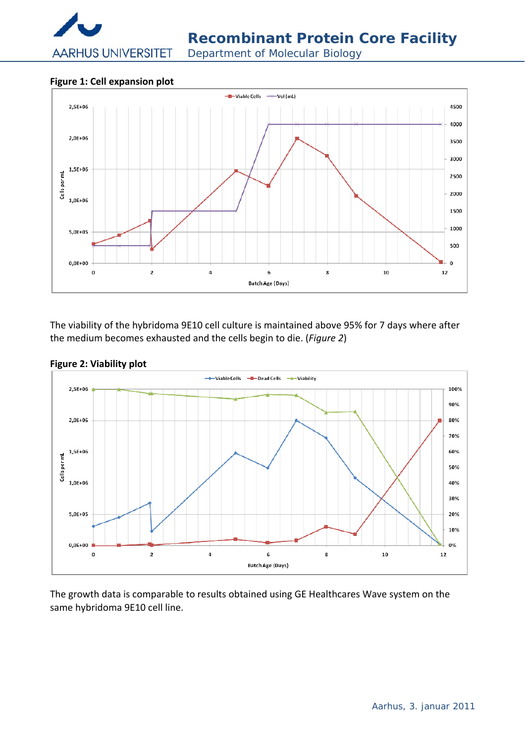**Figure 1: Cell expansion plot**

Viable Cells
Vol (mL)

2,5E+06
2,0E+06
1,5E+06
1,0E+06
5,0E+05
0,0E+00

Cells per mL

4500
4000
3500
3000
2500
2000
1500
1000
500
0

0
2
4
6
8
10
12

Batch Age (Days)

The viability of the hybridoma 9E10 cell culture is maintained above 95% for 7 days where after the medium becomes exhausted and the cells begin to die. (*Figure 2*)

**Figure 2: Viability plot**

Viable Cells
Dead Cells
Viability

2,5E+06
2,0E+06
1,5E+06
1,0E+06
5,0E+05
0,0E+00

Cells per mL

100%
90%
80%
70%
60%
50%
40%
30%
20%
10%
0%

0
2
4
6
8
10
12

Batch Age (Days)

The growth data is comparable to results obtained using GE Healthcares Wave system on the same hybridoma 9E10 cell line.

Aarhus, 3. januar 2011